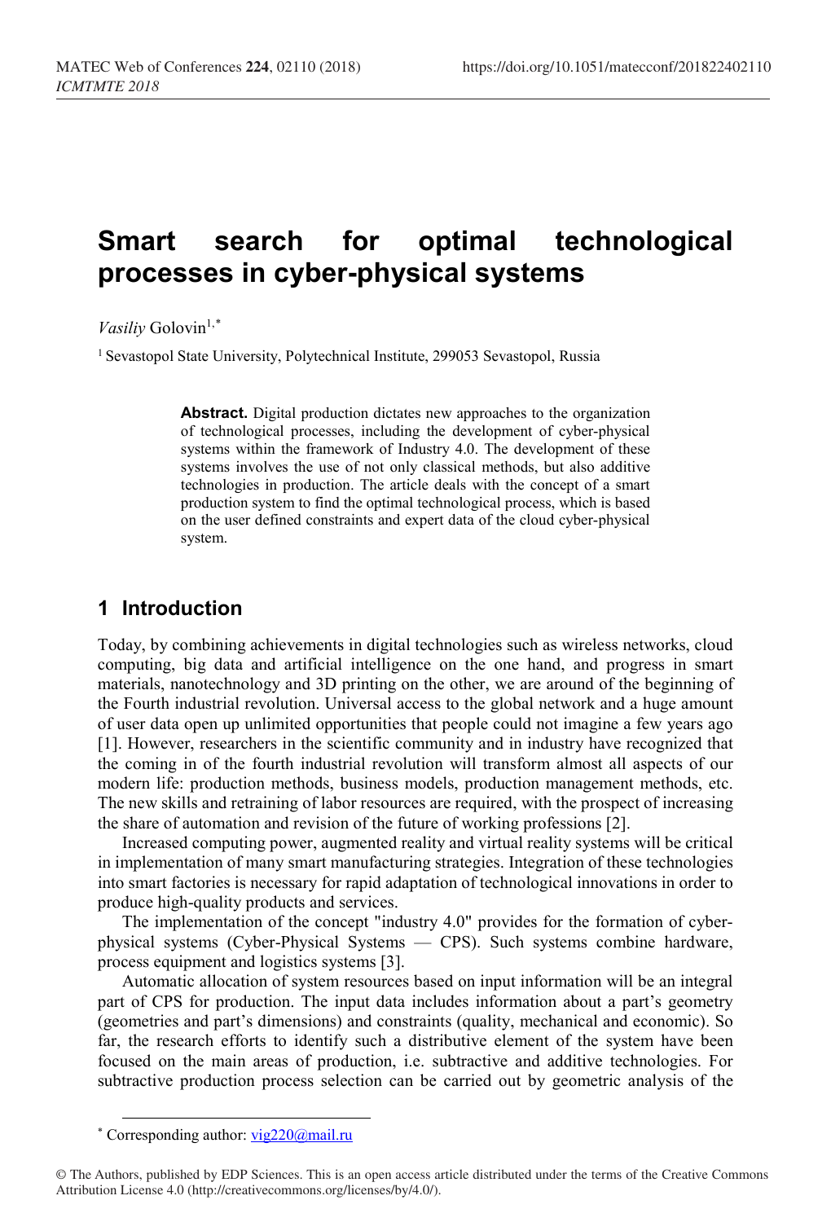# Smart search for optimal technological processes in cyber-physical systems

*Vasiliy* Golovin[1,*]

[1] Sevastopol State University, Polytechnical Institute, 299053 Sevastopol, Russia

**Abstract.** Digital production dictates new approaches to the organization of technological processes, including the development of cyber-physical systems within the framework of Industry 4.0. The development of these systems involves the use of not only classical methods, but also additive technologies in production. The article deals with the concept of a smart production system to find the optimal technological process, which is based on the user defined constraints and expert data of the cloud cyber-physical system.

## 1 Introduction

Today, by combining achievements in digital technologies such as wireless networks, cloud computing, big data and artificial intelligence on the one hand, and progress in smart materials, nanotechnology and 3D printing on the other, we are around of the beginning of the Fourth industrial revolution. Universal access to the global network and a huge amount of user data open up unlimited opportunities that people could not imagine a few years ago [1]. However, researchers in the scientific community and in industry have recognized that the coming in of the fourth industrial revolution will transform almost all aspects of our modern life: production methods, business models, production management methods, etc. The new skills and retraining of labor resources are required, with the prospect of increasing the share of automation and revision of the future of working professions [2].

Increased computing power, augmented reality and virtual reality systems will be critical in implementation of many smart manufacturing strategies. Integration of these technologies into smart factories is necessary for rapid adaptation of technological innovations in order to produce high-quality products and services.

The implementation of the concept "industry 4.0" provides for the formation of cyber-physical systems (Cyber-Physical Systems — CPS). Such systems combine hardware, process equipment and logistics systems [3].

Automatic allocation of system resources based on input information will be an integral part of CPS for production. The input data includes information about a part's geometry (geometries and part's dimensions) and constraints (quality, mechanical and economic). So far, the research efforts to identify such a distributive element of the system have been focused on the main areas of production, i.e. subtractive and additive technologies. For subtractive production process selection can be carried out by geometric analysis of the

---

[*] Corresponding author: vig220@mail.ru

© The Authors, published by EDP Sciences. This is an open access article distributed under the terms of the Creative Commons Attribution License 4.0 (http://creativecommons.org/licenses/by/4.0/).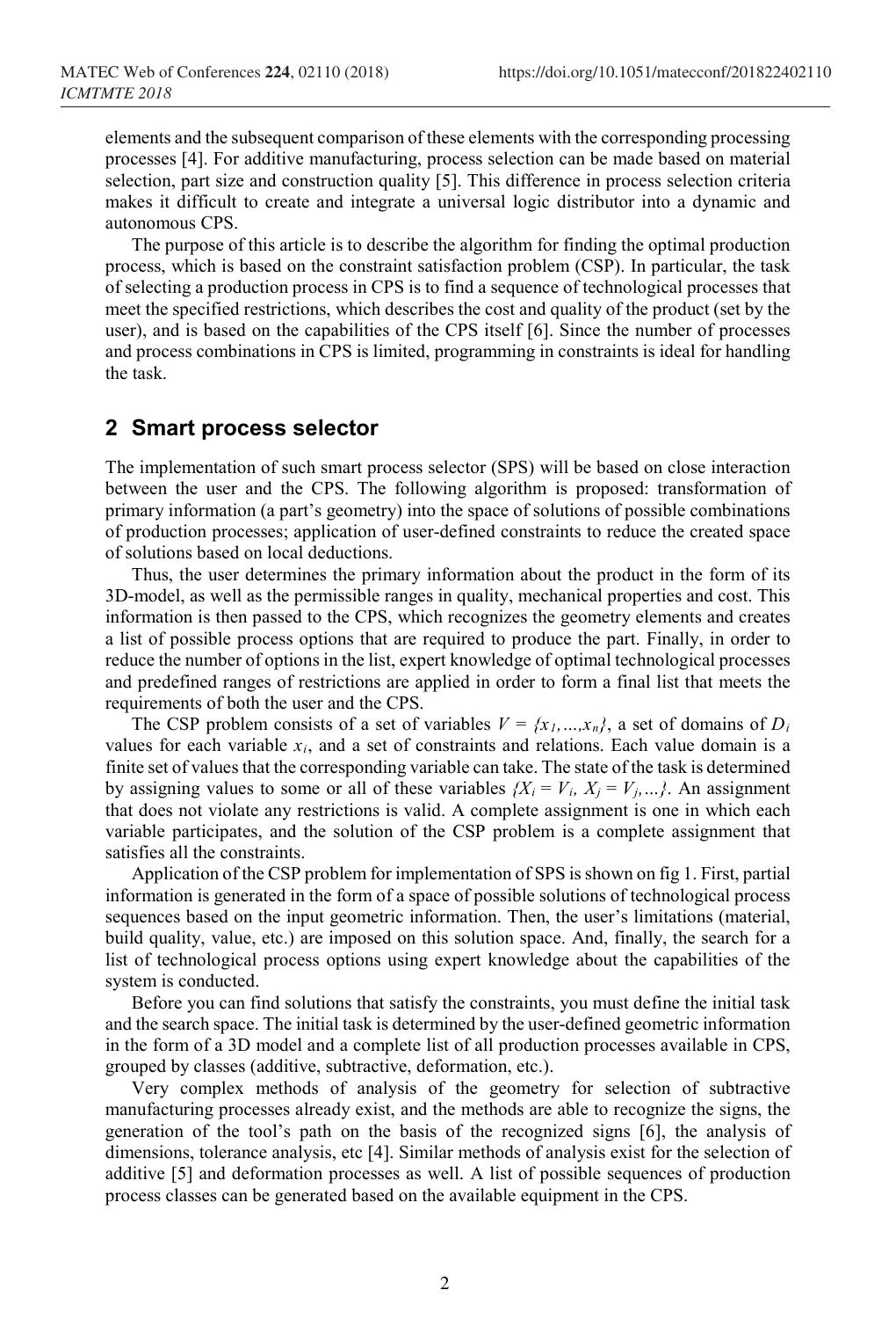elements and the subsequent comparison of these elements with the corresponding processing processes [4]. For additive manufacturing, process selection can be made based on material selection, part size and construction quality [5]. This difference in process selection criteria makes it difficult to create and integrate a universal logic distributor into a dynamic and autonomous CPS.

The purpose of this article is to describe the algorithm for finding the optimal production process, which is based on the constraint satisfaction problem (CSP). In particular, the task of selecting a production process in CPS is to find a sequence of technological processes that meet the specified restrictions, which describes the cost and quality of the product (set by the user), and is based on the capabilities of the CPS itself [6]. Since the number of processes and process combinations in CPS is limited, programming in constraints is ideal for handling the task.

## 2 Smart process selector

The implementation of such smart process selector (SPS) will be based on close interaction between the user and the CPS. The following algorithm is proposed: transformation of primary information (a part's geometry) into the space of solutions of possible combinations of production processes; application of user-defined constraints to reduce the created space of solutions based on local deductions.

Thus, the user determines the primary information about the product in the form of its 3D-model, as well as the permissible ranges in quality, mechanical properties and cost. This information is then passed to the CPS, which recognizes the geometry elements and creates a list of possible process options that are required to produce the part. Finally, in order to reduce the number of options in the list, expert knowledge of optimal technological processes and predefined ranges of restrictions are applied in order to form a final list that meets the requirements of both the user and the CPS.

The CSP problem consists of a set of variables $V = \{x_1,...,x_n\}$, a set of domains of $D_i$ values for each variable $x_i$, and a set of constraints and relations. Each value domain is a finite set of values that the corresponding variable can take. The state of the task is determined by assigning values to some or all of these variables $\{X_i = V_i,\ X_j = V_j,...\}$. An assignment that does not violate any restrictions is valid. A complete assignment is one in which each variable participates, and the solution of the CSP problem is a complete assignment that satisfies all the constraints.

Application of the CSP problem for implementation of SPS is shown on fig 1. First, partial information is generated in the form of a space of possible solutions of technological process sequences based on the input geometric information. Then, the user's limitations (material, build quality, value, etc.) are imposed on this solution space. And, finally, the search for a list of technological process options using expert knowledge about the capabilities of the system is conducted.

Before you can find solutions that satisfy the constraints, you must define the initial task and the search space. The initial task is determined by the user-defined geometric information in the form of a 3D model and a complete list of all production processes available in CPS, grouped by classes (additive, subtractive, deformation, etc.).

Very complex methods of analysis of the geometry for selection of subtractive manufacturing processes already exist, and the methods are able to recognize the signs, the generation of the tool's path on the basis of the recognized signs [6], the analysis of dimensions, tolerance analysis, etc [4]. Similar methods of analysis exist for the selection of additive [5] and deformation processes as well. A list of possible sequences of production process classes can be generated based on the available equipment in the CPS.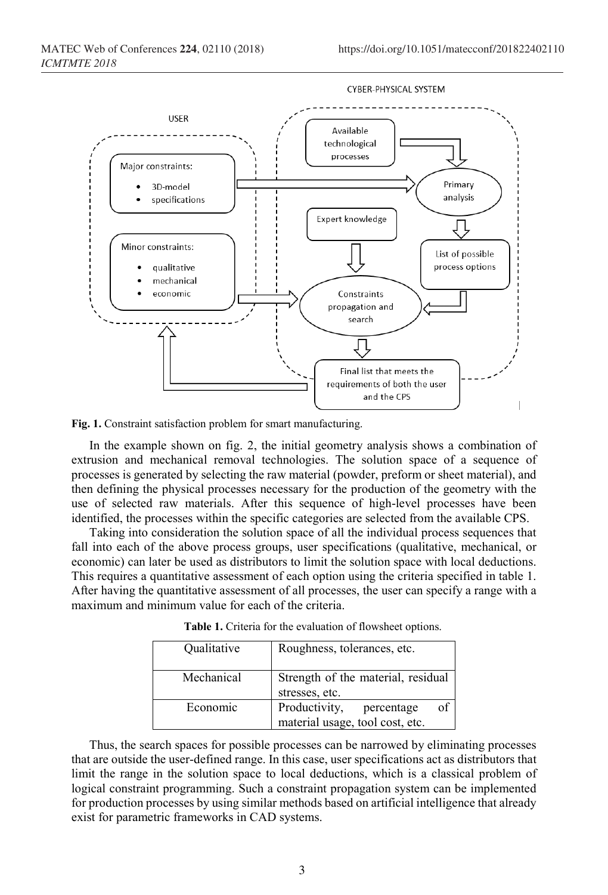**Fig. 1.** Constraint satisfaction problem for smart manufacturing.

In the example shown on fig. 2, the initial geometry analysis shows a combination of extrusion and mechanical removal technologies. The solution space of a sequence of processes is generated by selecting the raw material (powder, preform or sheet material), and then defining the physical processes necessary for the production of the geometry with the use of selected raw materials. After this sequence of high-level processes have been identified, the processes within the specific categories are selected from the available CPS.

Taking into consideration the solution space of all the individual process sequences that fall into each of the above process groups, user specifications (qualitative, mechanical, or economic) can later be used as distributors to limit the solution space with local deductions. This requires a quantitative assessment of each option using the criteria specified in table 1. After having the quantitative assessment of all processes, the user can specify a range with a maximum and minimum value for each of the criteria.

**Table 1.** Criteria for the evaluation of flowsheet options.

| | |
|---|---|
| Qualitative | Roughness, tolerances, etc. |
| Mechanical | Strength of the material, residual stresses, etc. |
| Economic | Productivity, percentage of material usage, tool cost, etc. |

Thus, the search spaces for possible processes can be narrowed by eliminating processes that are outside the user-defined range. In this case, user specifications act as distributors that limit the range in the solution space to local deductions, which is a classical problem of logical constraint programming. Such a constraint propagation system can be implemented for production processes by using similar methods based on artificial intelligence that already exist for parametric frameworks in CAD systems.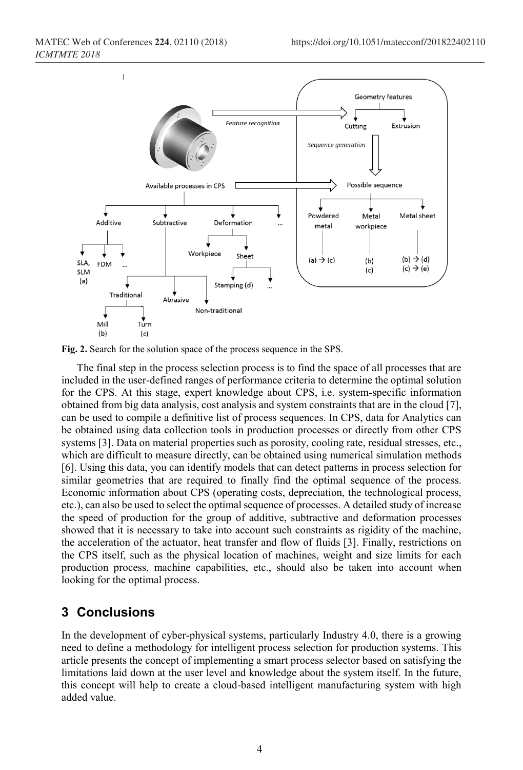Fig. 2. Search for the solution space of the process sequence in the SPS.

The final step in the process selection process is to find the space of all processes that are included in the user-defined ranges of performance criteria to determine the optimal solution for the CPS. At this stage, expert knowledge about CPS, i.e. system-specific information obtained from big data analysis, cost analysis and system constraints that are in the cloud [7], can be used to compile a definitive list of process sequences. In CPS, data for Analytics can be obtained using data collection tools in production processes or directly from other CPS systems [3]. Data on material properties such as porosity, cooling rate, residual stresses, etc., which are difficult to measure directly, can be obtained using numerical simulation methods [6]. Using this data, you can identify models that can detect patterns in process selection for similar geometries that are required to finally find the optimal sequence of the process. Economic information about CPS (operating costs, depreciation, the technological process, etc.), can also be used to select the optimal sequence of processes. A detailed study of increase the speed of production for the group of additive, subtractive and deformation processes showed that it is necessary to take into account such constraints as rigidity of the machine, the acceleration of the actuator, heat transfer and flow of fluids [3]. Finally, restrictions on the CPS itself, such as the physical location of machines, weight and size limits for each production process, machine capabilities, etc., should also be taken into account when looking for the optimal process.

## 3 Conclusions

In the development of cyber-physical systems, particularly Industry 4.0, there is a growing need to define a methodology for intelligent process selection for production systems. This article presents the concept of implementing a smart process selector based on satisfying the limitations laid down at the user level and knowledge about the system itself. In the future, this concept will help to create a cloud-based intelligent manufacturing system with high added value.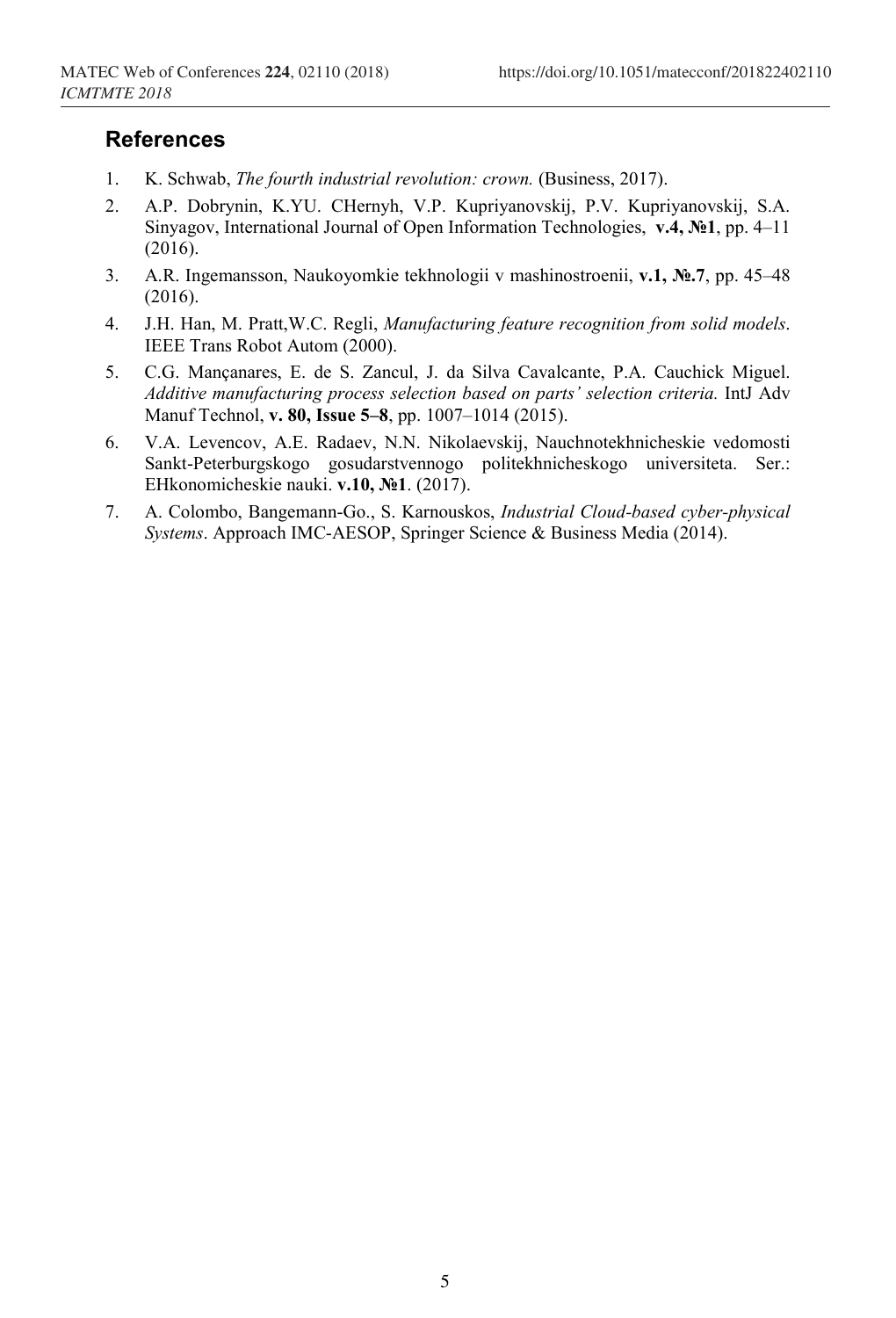## References

1. K. Schwab, *The fourth industrial revolution: crown.* (Business, 2017).
2. A.P. Dobrynin, K.YU. CHernyh, V.P. Kupriyanovskij, P.V. Kupriyanovskij, S.A. Sinyagov, International Journal of Open Information Technologies, **v.4, №1**, pp. 4–11 (2016).
3. A.R. Ingemansson, Naukoyomkie tekhnologii v mashinostroenii, **v.1, №.7**, pp. 45–48 (2016).
4. J.H. Han, M. Pratt,W.C. Regli, *Manufacturing feature recognition from solid models*. IEEE Trans Robot Autom (2000).
5. C.G. Mançanares, E. de S. Zancul, J. da Silva Cavalcante, P.A. Cauchick Miguel. *Additive manufacturing process selection based on parts' selection criteria.* IntJ Adv Manuf Technol, **v. 80, Issue 5–8**, pp. 1007–1014 (2015).
6. V.A. Levencov, A.E. Radaev, N.N. Nikolaevskij, Nauchnotekhnicheskie vedomosti Sankt-Peterburgskogo gosudarstvennogo politekhnicheskogo universiteta. Ser.: EHkonomicheskie nauki. **v.10, №1**. (2017).
7. A. Colombo, Bangemann-Go., S. Karnouskos, *Industrial Cloud-based cyber-physical Systems*. Approach IMC-AESOP, Springer Science & Business Media (2014).